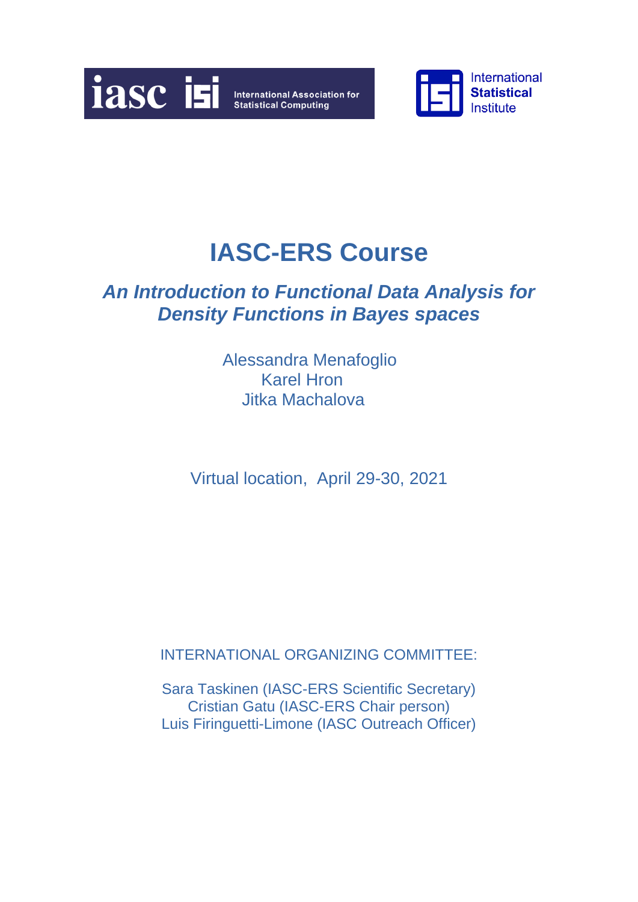iasc isi International Association for Statistical Computing

International Statistical Institute

# IASC-ERS Course

## *An Introduction to Functional Data Analysis for Density Functions in Bayes spaces*

Alessandra Menafoglio
Karel Hron
Jitka Machalova

Virtual location, April 29-30, 2021

INTERNATIONAL ORGANIZING COMMITTEE:

Sara Taskinen (IASC-ERS Scientific Secretary)
Cristian Gatu (IASC-ERS Chair person)
Luis Firinguetti-Limone (IASC Outreach Officer)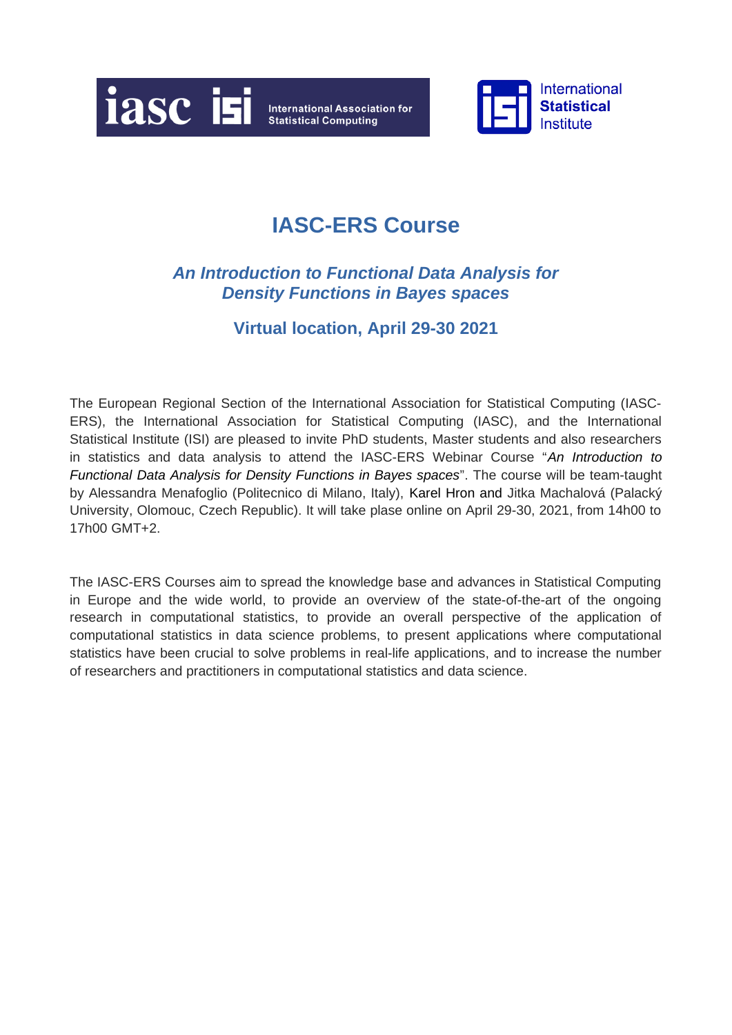# IASC-ERS Course

## *An Introduction to Functional Data Analysis for Density Functions in Bayes spaces*

### Virtual location, April 29-30 2021

The European Regional Section of the International Association for Statistical Computing (IASC-ERS), the International Association for Statistical Computing (IASC), and the International Statistical Institute (ISI) are pleased to invite PhD students, Master students and also researchers in statistics and data analysis to attend the IASC-ERS Webinar Course "*An Introduction to Functional Data Analysis for Density Functions in Bayes spaces*". The course will be team-taught by Alessandra Menafoglio (Politecnico di Milano, Italy), Karel Hron and Jitka Machalová (Palacký University, Olomouc, Czech Republic). It will take plase online on April 29-30, 2021, from 14h00 to 17h00 GMT+2.

The IASC-ERS Courses aim to spread the knowledge base and advances in Statistical Computing in Europe and the wide world, to provide an overview of the state-of-the-art of the ongoing research in computational statistics, to provide an overall perspective of the application of computational statistics in data science problems, to present applications where computational statistics have been crucial to solve problems in real-life applications, and to increase the number of researchers and practitioners in computational statistics and data science.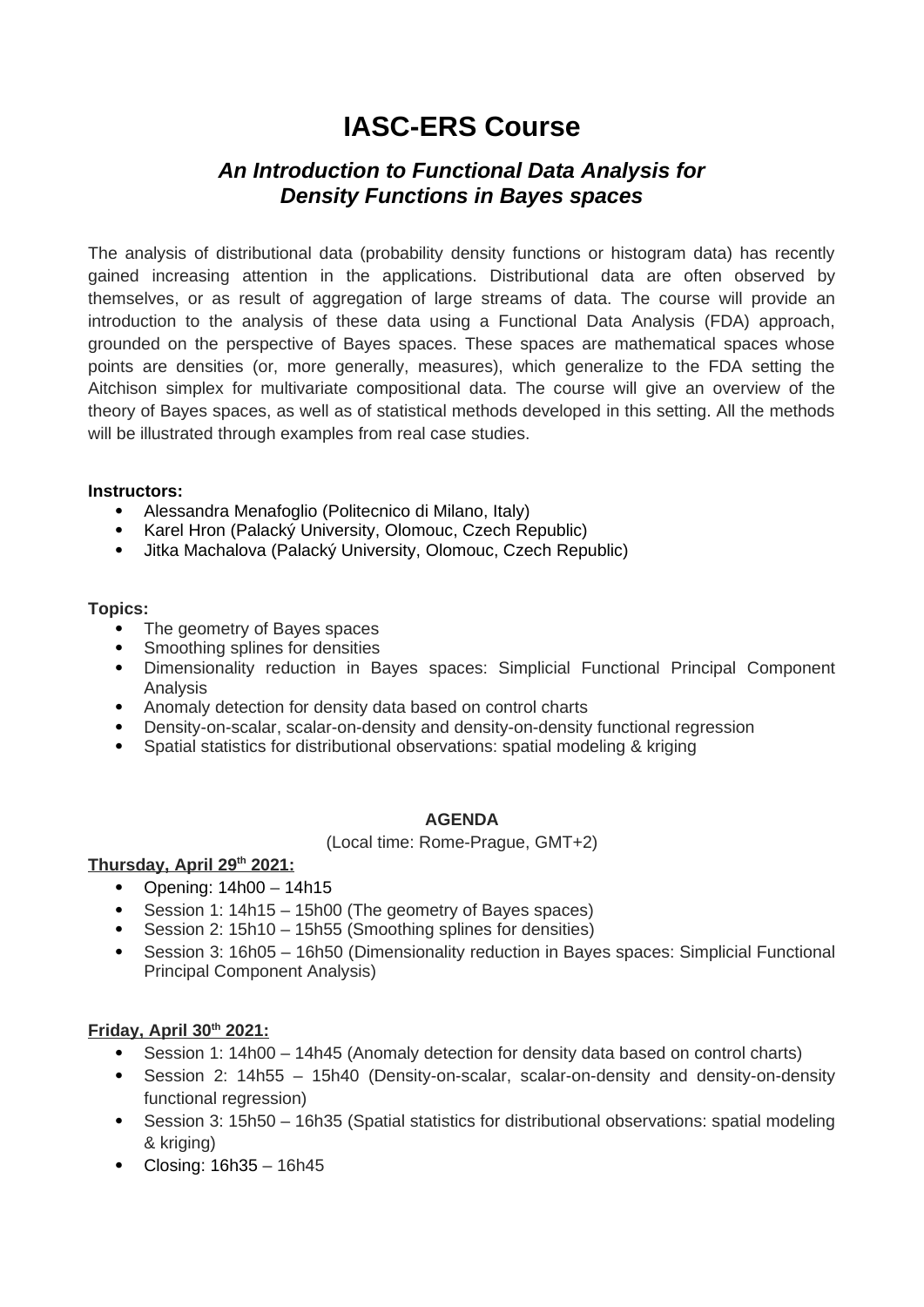# IASC-ERS Course

## *An Introduction to Functional Data Analysis for Density Functions in Bayes spaces*

The analysis of distributional data (probability density functions or histogram data) has recently gained increasing attention in the applications. Distributional data are often observed by themselves, or as result of aggregation of large streams of data. The course will provide an introduction to the analysis of these data using a Functional Data Analysis (FDA) approach, grounded on the perspective of Bayes spaces. These spaces are mathematical spaces whose points are densities (or, more generally, measures), which generalize to the FDA setting the Aitchison simplex for multivariate compositional data. The course will give an overview of the theory of Bayes spaces, as well as of statistical methods developed in this setting. All the methods will be illustrated through examples from real case studies.

**Instructors:**

- Alessandra Menafoglio (Politecnico di Milano, Italy)
- Karel Hron (Palacký University, Olomouc, Czech Republic)
- Jitka Machalova (Palacký University, Olomouc, Czech Republic)

**Topics:**

- The geometry of Bayes spaces
- Smoothing splines for densities
- Dimensionality reduction in Bayes spaces: Simplicial Functional Principal Component Analysis
- Anomaly detection for density data based on control charts
- Density-on-scalar, scalar-on-density and density-on-density functional regression
- Spatial statistics for distributional observations: spatial modeling & kriging

**AGENDA**

(Local time: Rome-Prague, GMT+2)

**Thursday, April 29th 2021:**

- Opening: 14h00 – 14h15
- Session 1: 14h15 – 15h00 (The geometry of Bayes spaces)
- Session 2: 15h10 – 15h55 (Smoothing splines for densities)
- Session 3: 16h05 – 16h50 (Dimensionality reduction in Bayes spaces: Simplicial Functional Principal Component Analysis)

**Friday, April 30th 2021:**

- Session 1: 14h00 – 14h45 (Anomaly detection for density data based on control charts)
- Session 2: 14h55 – 15h40 (Density-on-scalar, scalar-on-density and density-on-density functional regression)
- Session 3: 15h50 – 16h35 (Spatial statistics for distributional observations: spatial modeling & kriging)
- Closing: 16h35 – 16h45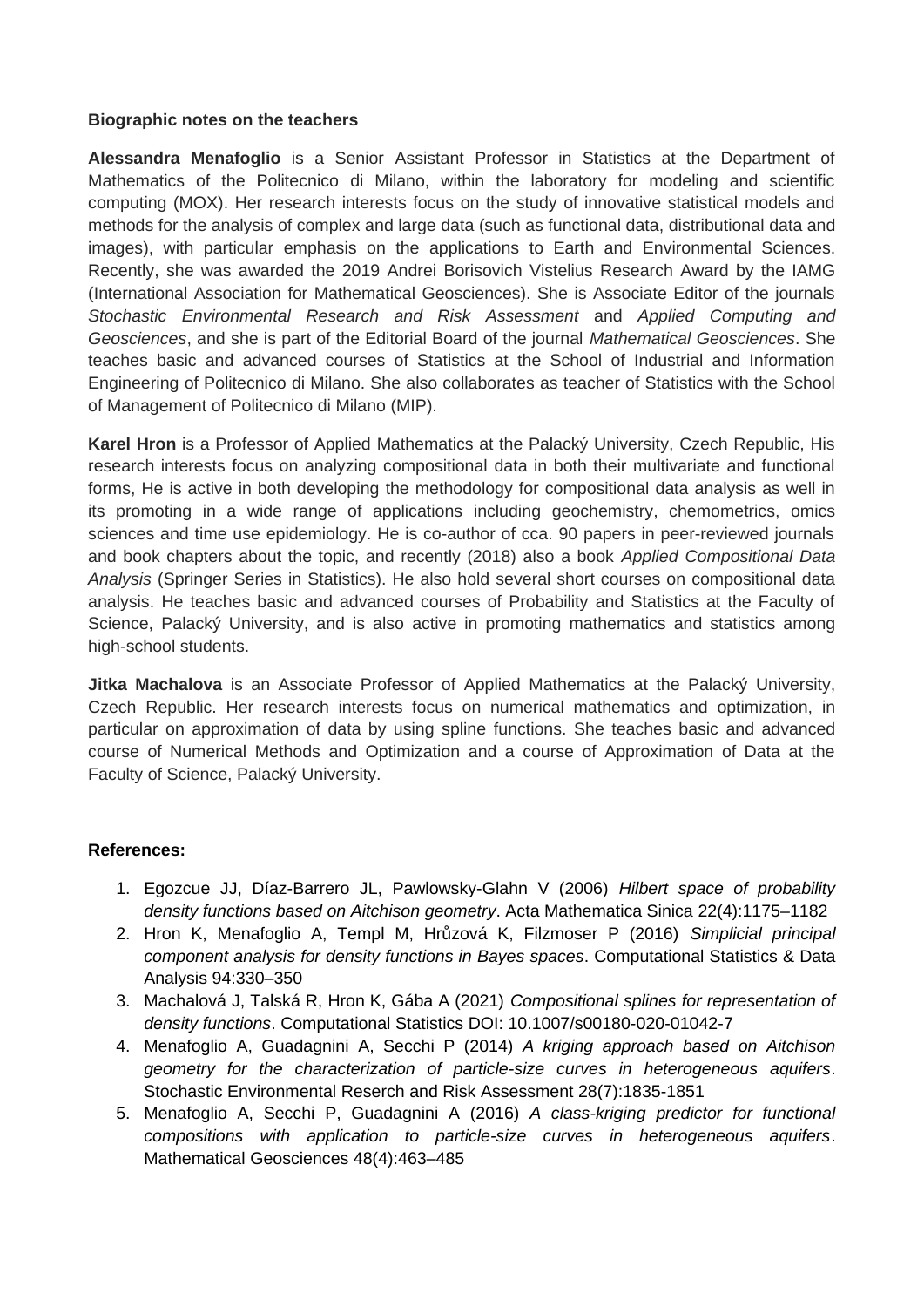**Biographic notes on the teachers**

**Alessandra Menafoglio** is a Senior Assistant Professor in Statistics at the Department of Mathematics of the Politecnico di Milano, within the laboratory for modeling and scientific computing (MOX). Her research interests focus on the study of innovative statistical models and methods for the analysis of complex and large data (such as functional data, distributional data and images), with particular emphasis on the applications to Earth and Environmental Sciences. Recently, she was awarded the 2019 Andrei Borisovich Vistelius Research Award by the IAMG (International Association for Mathematical Geosciences). She is Associate Editor of the journals *Stochastic Environmental Research and Risk Assessment* and *Applied Computing and Geosciences*, and she is part of the Editorial Board of the journal *Mathematical Geosciences*. She teaches basic and advanced courses of Statistics at the School of Industrial and Information Engineering of Politecnico di Milano. She also collaborates as teacher of Statistics with the School of Management of Politecnico di Milano (MIP).

**Karel Hron** is a Professor of Applied Mathematics at the Palacký University, Czech Republic, His research interests focus on analyzing compositional data in both their multivariate and functional forms, He is active in both developing the methodology for compositional data analysis as well in its promoting in a wide range of applications including geochemistry, chemometrics, omics sciences and time use epidemiology. He is co-author of cca. 90 papers in peer-reviewed journals and book chapters about the topic, and recently (2018) also a book *Applied Compositional Data Analysis* (Springer Series in Statistics). He also hold several short courses on compositional data analysis. He teaches basic and advanced courses of Probability and Statistics at the Faculty of Science, Palacký University, and is also active in promoting mathematics and statistics among high-school students.

**Jitka Machalova** is an Associate Professor of Applied Mathematics at the Palacký University, Czech Republic. Her research interests focus on numerical mathematics and optimization, in particular on approximation of data by using spline functions. She teaches basic and advanced course of Numerical Methods and Optimization and a course of Approximation of Data at the Faculty of Science, Palacký University.

**References:**

1. Egozcue JJ, Díaz-Barrero JL, Pawlowsky-Glahn V (2006) *Hilbert space of probability density functions based on Aitchison geometry*. Acta Mathematica Sinica 22(4):1175–1182
2. Hron K, Menafoglio A, Templ M, Hrůzová K, Filzmoser P (2016) *Simplicial principal component analysis for density functions in Bayes spaces*. Computational Statistics & Data Analysis 94:330–350
3. Machalová J, Talská R, Hron K, Gába A (2021) *Compositional splines for representation of density functions*. Computational Statistics DOI: 10.1007/s00180-020-01042-7
4. Menafoglio A, Guadagnini A, Secchi P (2014) *A kriging approach based on Aitchison geometry for the characterization of particle-size curves in heterogeneous aquifers*. Stochastic Environmental Reserch and Risk Assessment 28(7):1835-1851
5. Menafoglio A, Secchi P, Guadagnini A (2016) *A class-kriging predictor for functional compositions with application to particle-size curves in heterogeneous aquifers*. Mathematical Geosciences 48(4):463–485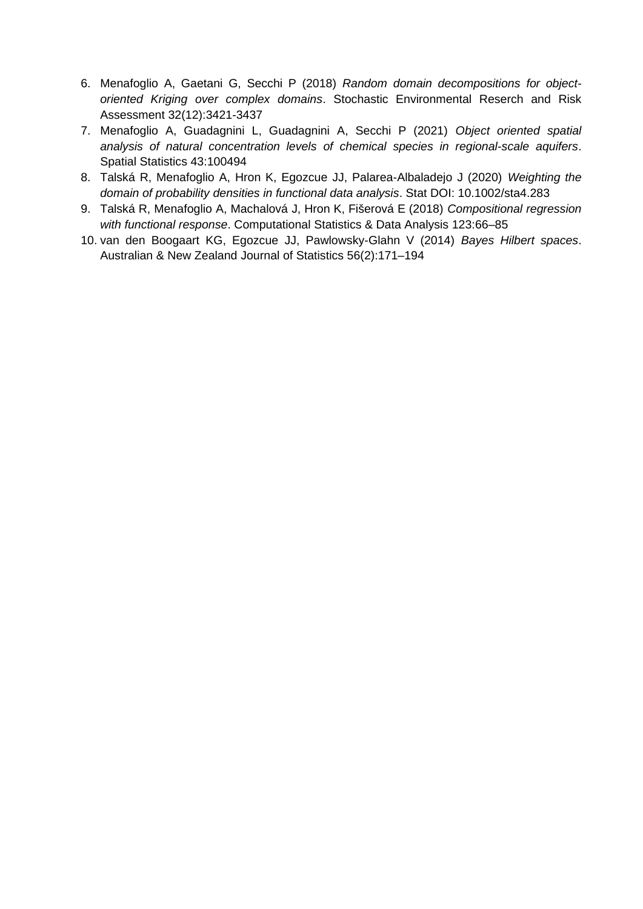6. Menafoglio A, Gaetani G, Secchi P (2018) *Random domain decompositions for object-oriented Kriging over complex domains*. Stochastic Environmental Reserch and Risk Assessment 32(12):3421-3437
7. Menafoglio A, Guadagnini L, Guadagnini A, Secchi P (2021) *Object oriented spatial analysis of natural concentration levels of chemical species in regional-scale aquifers*. Spatial Statistics 43:100494
8. Talská R, Menafoglio A, Hron K, Egozcue JJ, Palarea-Albaladejo J (2020) *Weighting the domain of probability densities in functional data analysis*. Stat DOI: 10.1002/sta4.283
9. Talská R, Menafoglio A, Machalová J, Hron K, Fišerová E (2018) *Compositional regression with functional response*. Computational Statistics & Data Analysis 123:66–85
10. van den Boogaart KG, Egozcue JJ, Pawlowsky-Glahn V (2014) *Bayes Hilbert spaces*. Australian & New Zealand Journal of Statistics 56(2):171–194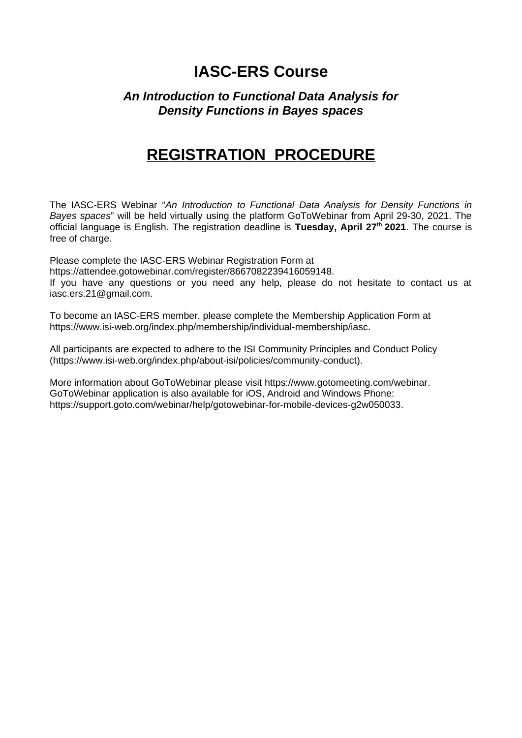# IASC-ERS Course

## *An Introduction to Functional Data Analysis for Density Functions in Bayes spaces*

# REGISTRATION PROCEDURE

The IASC-ERS Webinar "*An Introduction to Functional Data Analysis for Density Functions in Bayes spaces*" will be held virtually using the platform GoToWebinar from April 29-30, 2021. The official language is English. The registration deadline is **Tuesday, April 27th 2021**. The course is free of charge.

Please complete the IASC-ERS Webinar Registration Form at https://attendee.gotowebinar.com/register/8667082239416059148.
If you have any questions or you need any help, please do not hesitate to contact us at iasc.ers.21@gmail.com.

To become an IASC-ERS member, please complete the Membership Application Form at https://www.isi-web.org/index.php/membership/individual-membership/iasc.

All participants are expected to adhere to the ISI Community Principles and Conduct Policy (https://www.isi-web.org/index.php/about-isi/policies/community-conduct).

More information about GoToWebinar please visit https://www.gotomeeting.com/webinar.
GoToWebinar application is also available for iOS, Android and Windows Phone: https://support.goto.com/webinar/help/gotowebinar-for-mobile-devices-g2w050033.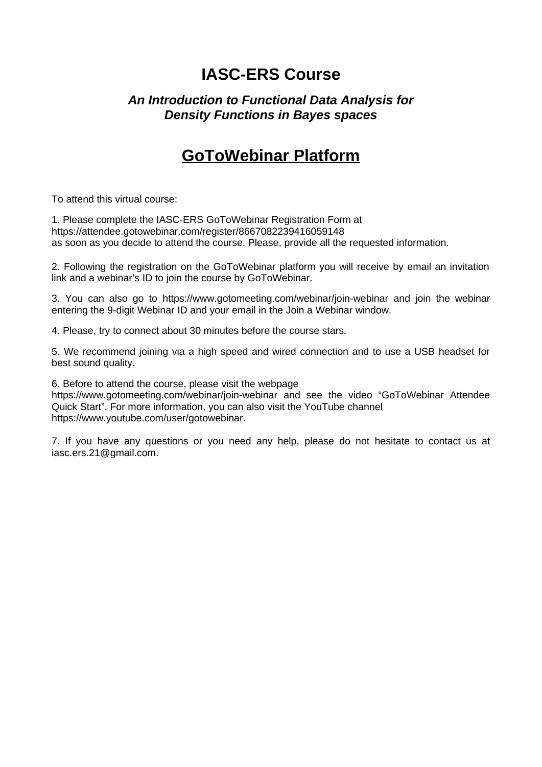# IASC-ERS Course

### *An Introduction to Functional Data Analysis for Density Functions in Bayes spaces*

## GoToWebinar Platform

To attend this virtual course:

1. Please complete the IASC-ERS GoToWebinar Registration Form at https://attendee.gotowebinar.com/register/8667082239416059148 as soon as you decide to attend the course. Please, provide all the requested information.

2. Following the registration on the GoToWebinar platform you will receive by email an invitation link and a webinar's ID to join the course by GoToWebinar.

3. You can also go to https://www.gotomeeting.com/webinar/join-webinar and join the webinar entering the 9-digit Webinar ID and your email in the Join a Webinar window.

4. Please, try to connect about 30 minutes before the course stars.

5. We recommend joining via a high speed and wired connection and to use a USB headset for best sound quality.

6. Before to attend the course, please visit the webpage https://www.gotomeeting.com/webinar/join-webinar and see the video "GoToWebinar Attendee Quick Start". For more information, you can also visit the YouTube channel https://www.youtube.com/user/gotowebinar.

7. If you have any questions or you need any help, please do not hesitate to contact us at iasc.ers.21@gmail.com.